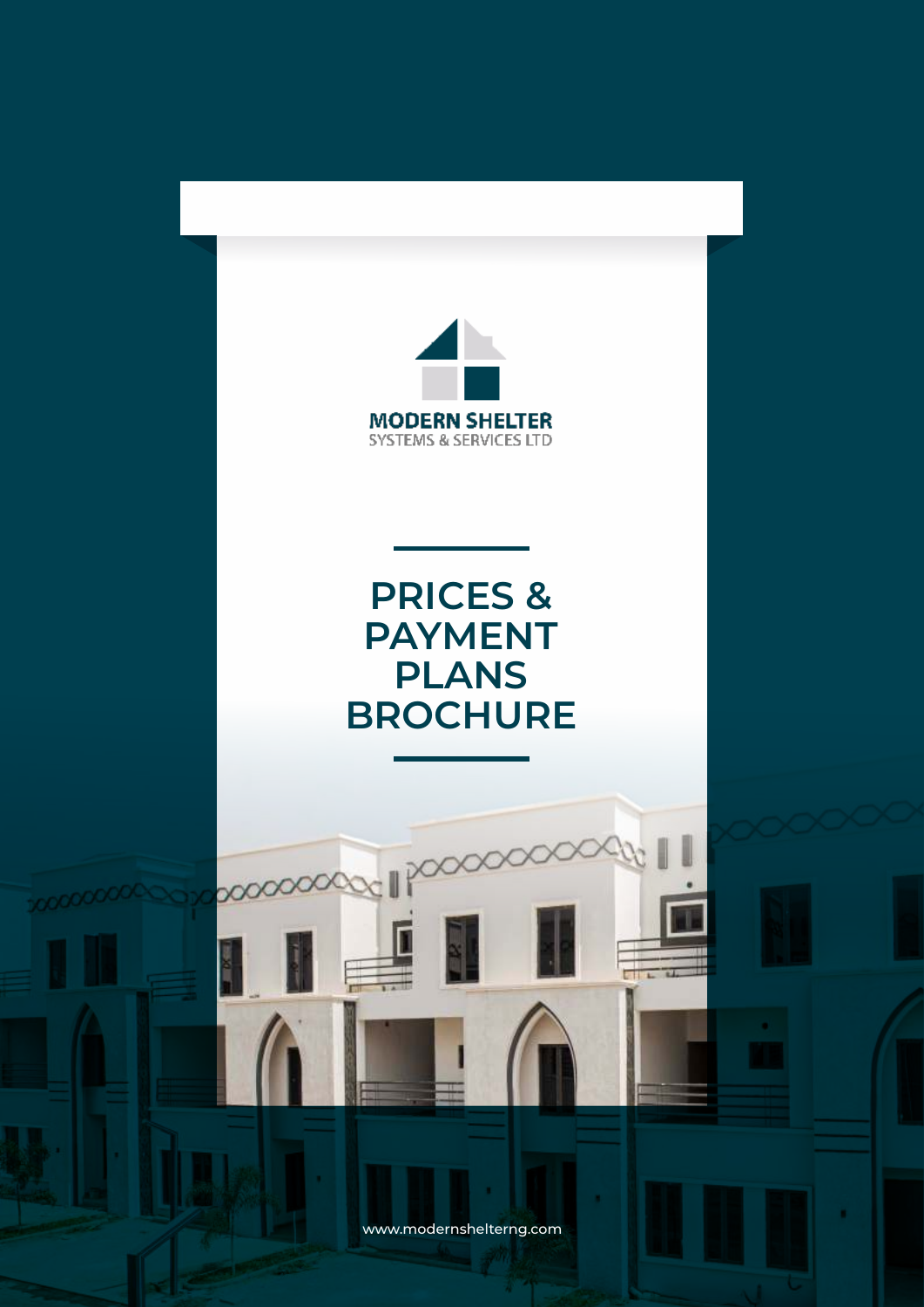MODERN SHELTER
SYSTEMS & SERVICES LTD

# PRICES & PAYMENT PLANS BROCHURE

www.modernshelterng.com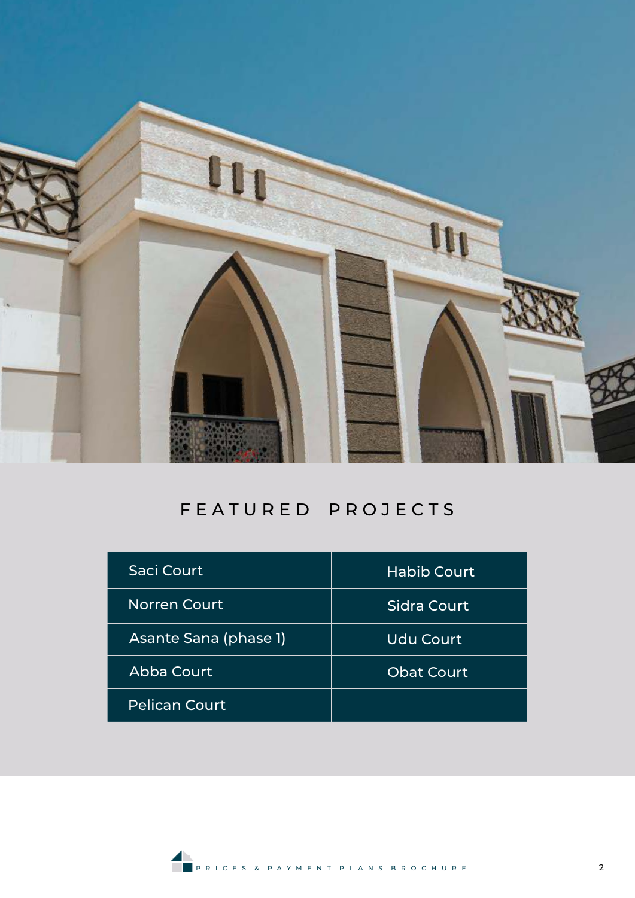## FEATURED PROJECTS

| | |
|---|---|
| Saci Court | Habib Court |
| Norren Court | Sidra Court |
| Asante Sana (phase 1) | Udu Court |
| Abba Court | Obat Court |
| Pelican Court | |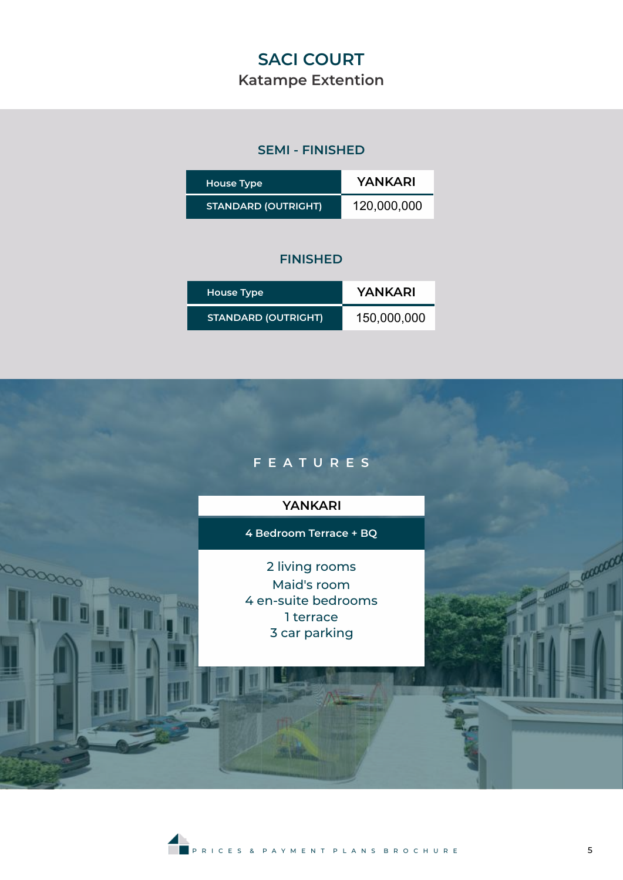# SACI COURT

## Katampe Extention

### SEMI - FINISHED

| House Type | YANKARI |
| --- | --- |
| STANDARD (OUTRIGHT) | 120,000,000 |

### FINISHED

| House Type | YANKARI |
| --- | --- |
| STANDARD (OUTRIGHT) | 150,000,000 |

### F E A T U R E S

**YANKARI**

**4 Bedroom Terrace + BQ**

2 living rooms
Maid's room
4 en-suite bedrooms
1 terrace
3 car parking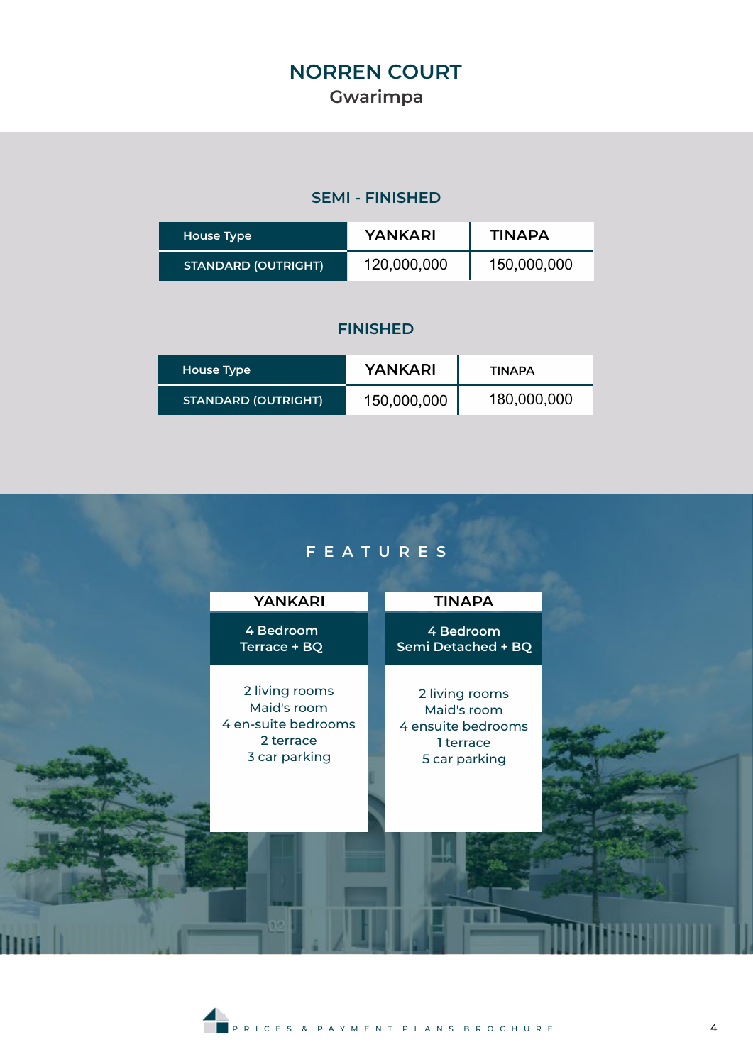# NORREN COURT

## Gwarimpa

### SEMI - FINISHED

| House Type | YANKARI | TINAPA |
|---|---|---|
| STANDARD (OUTRIGHT) | 120,000,000 | 150,000,000 |

### FINISHED

| House Type | YANKARI | TINAPA |
|---|---|---|
| STANDARD (OUTRIGHT) | 150,000,000 | 180,000,000 |

### FEATURES

| YANKARI | TINAPA |
|---|---|
| 4 Bedroom Terrace + BQ | 4 Bedroom Semi Detached + BQ |
| 2 living rooms<br>Maid's room<br>4 en-suite bedrooms<br>2 terrace<br>3 car parking | 2 living rooms<br>Maid's room<br>4 ensuite bedrooms<br>1 terrace<br>5 car parking |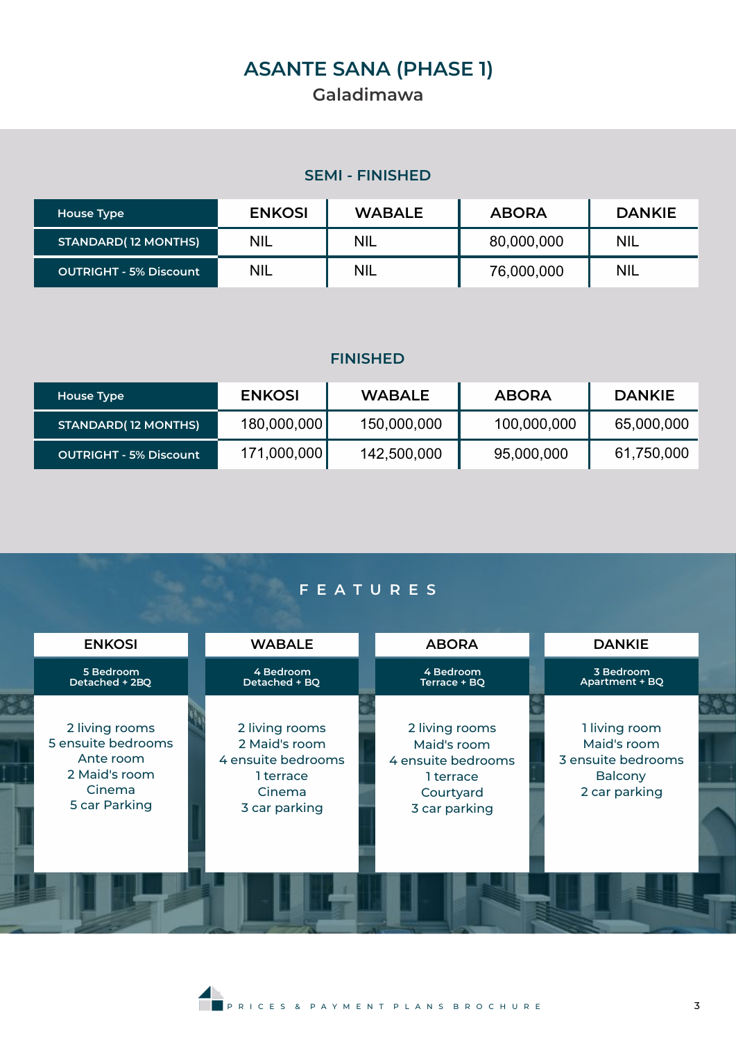# ASANTE SANA (PHASE 1)

## Galadimawa

### SEMI - FINISHED

| House Type | ENKOSI | WABALE | ABORA | DANKIE |
|---|---|---|---|---|
| STANDARD( 12 MONTHS) | NIL | NIL | 80,000,000 | NIL |
| OUTRIGHT - 5% Discount | NIL | NIL | 76,000,000 | NIL |

### FINISHED

| House Type | ENKOSI | WABALE | ABORA | DANKIE |
|---|---|---|---|---|
| STANDARD( 12 MONTHS) | 180,000,000 | 150,000,000 | 100,000,000 | 65,000,000 |
| OUTRIGHT - 5% Discount | 171,000,000 | 142,500,000 | 95,000,000 | 61,750,000 |

### FEATURES

| ENKOSI | WABALE | ABORA | DANKIE |
|---|---|---|---|
| 5 Bedroom Detached + 2BQ | 4 Bedroom Detached + BQ | 4 Bedroom Terrace + BQ | 3 Bedroom Apartment + BQ |
| 2 living rooms<br>5 ensuite bedrooms<br>Ante room<br>2 Maid's room<br>Cinema<br>5 car Parking | 2 living rooms<br>2 Maid's room<br>4 ensuite bedrooms<br>1 terrace<br>Cinema<br>3 car parking | 2 living rooms<br>Maid's room<br>4 ensuite bedrooms<br>1 terrace<br>Courtyard<br>3 car parking | 1 living room<br>Maid's room<br>3 ensuite bedrooms<br>Balcony<br>2 car parking |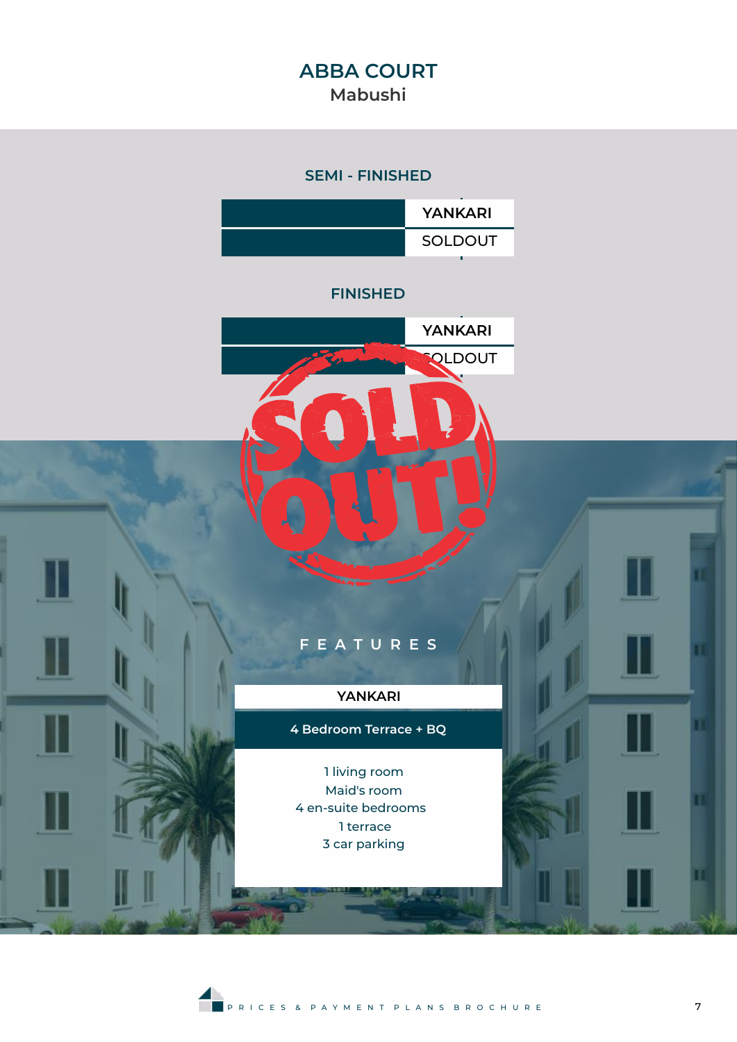# ABBA COURT
## Mabushi

### SEMI - FINISHED

| | YANKARI |
|---|---|
| | SOLDOUT |

### FINISHED

| | YANKARI |
|---|---|
| | SOLDOUT |

SOLD OUT!

### FEATURES

| YANKARI |
|---|
| 4 Bedroom Terrace + BQ |
| 1 living room<br>Maid's room<br>4 en-suite bedrooms<br>1 terrace<br>3 car parking |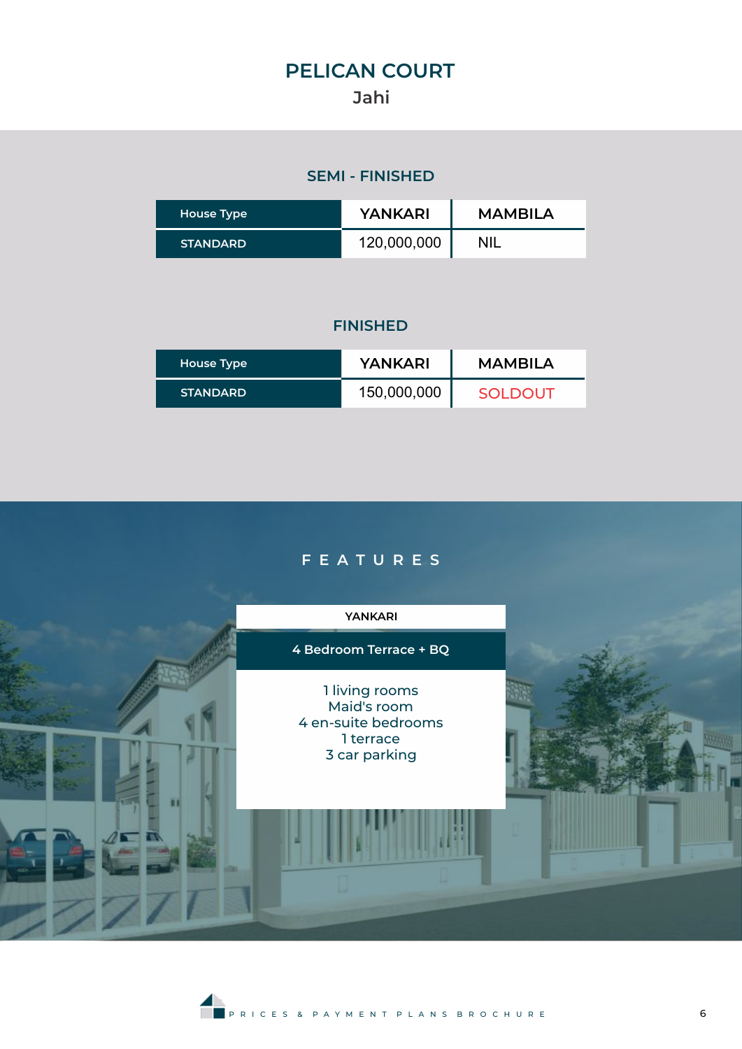# PELICAN COURT

## Jahi

### SEMI - FINISHED

| House Type | YANKARI | MAMBILA |
| --- | --- | --- |
| STANDARD | 120,000,000 | NIL |

### FINISHED

| House Type | YANKARI | MAMBILA |
| --- | --- | --- |
| STANDARD | 150,000,000 | SOLDOUT |

## FEATURES

| YANKARI |
| --- |
| 4 Bedroom Terrace + BQ |
| 1 living rooms<br>Maid's room<br>4 en-suite bedrooms<br>1 terrace<br>3 car parking |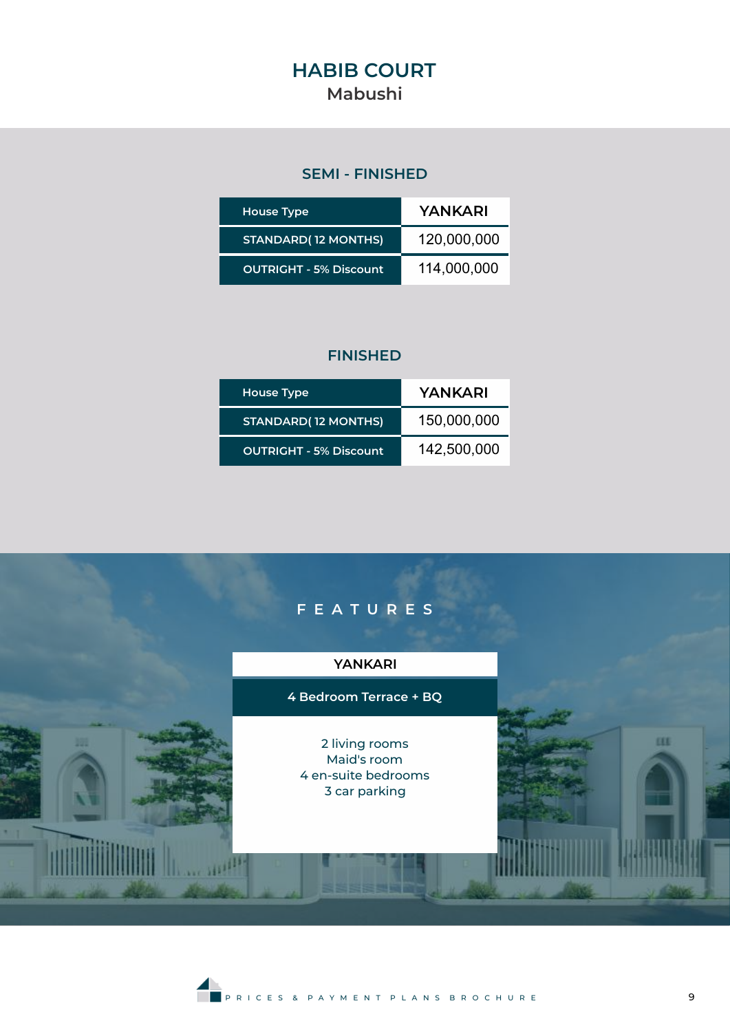# HABIB COURT

## Mabushi

### SEMI - FINISHED

| House Type | YANKARI |
| --- | --- |
| STANDARD( 12 MONTHS) | 120,000,000 |
| OUTRIGHT - 5% Discount | 114,000,000 |

### FINISHED

| House Type | YANKARI |
| --- | --- |
| STANDARD( 12 MONTHS) | 150,000,000 |
| OUTRIGHT - 5% Discount | 142,500,000 |

### FEATURES

**YANKARI**

**4 Bedroom Terrace + BQ**

2 living rooms
Maid's room
4 en-suite bedrooms
3 car parking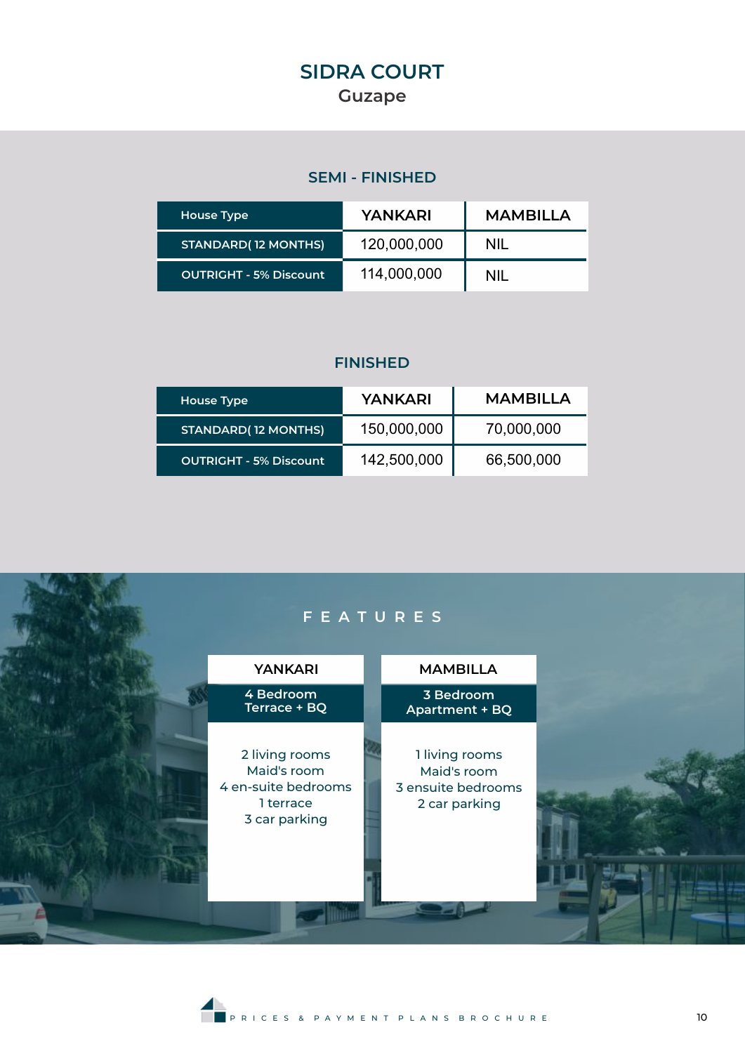# SIDRA COURT

## Guzape

### SEMI - FINISHED

| House Type | YANKARI | MAMBILLA |
|---|---|---|
| STANDARD( 12 MONTHS) | 120,000,000 | NIL |
| OUTRIGHT - 5% Discount | 114,000,000 | NIL |

### FINISHED

| House Type | YANKARI | MAMBILLA |
|---|---|---|
| STANDARD( 12 MONTHS) | 150,000,000 | 70,000,000 |
| OUTRIGHT - 5% Discount | 142,500,000 | 66,500,000 |

### FEATURES

| YANKARI | MAMBILLA |
|---|---|
| 4 Bedroom Terrace + BQ | 3 Bedroom Apartment + BQ |
| 2 living rooms<br>Maid's room<br>4 en-suite bedrooms<br>1 terrace<br>3 car parking | 1 living rooms<br>Maid's room<br>3 ensuite bedrooms<br>2 car parking |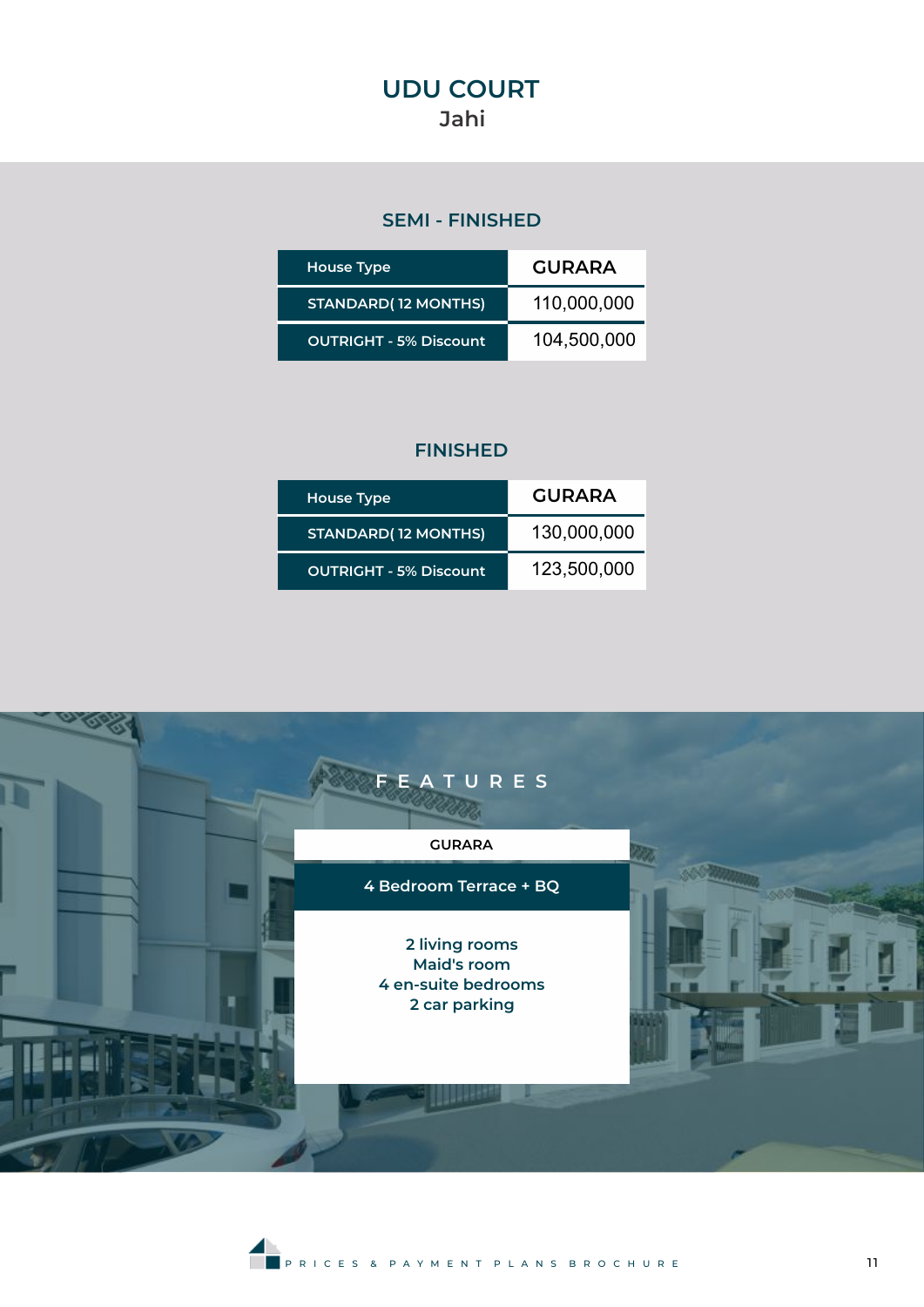# UDU COURT

## Jahi

### SEMI - FINISHED

| House Type | GURARA |
|---|---|
| STANDARD( 12 MONTHS) | 110,000,000 |
| OUTRIGHT - 5% Discount | 104,500,000 |

### FINISHED

| House Type | GURARA |
|---|---|
| STANDARD( 12 MONTHS) | 130,000,000 |
| OUTRIGHT - 5% Discount | 123,500,000 |

### FEATURES

**GURARA**

**4 Bedroom Terrace + BQ**

2 living rooms
Maid's room
4 en-suite bedrooms
2 car parking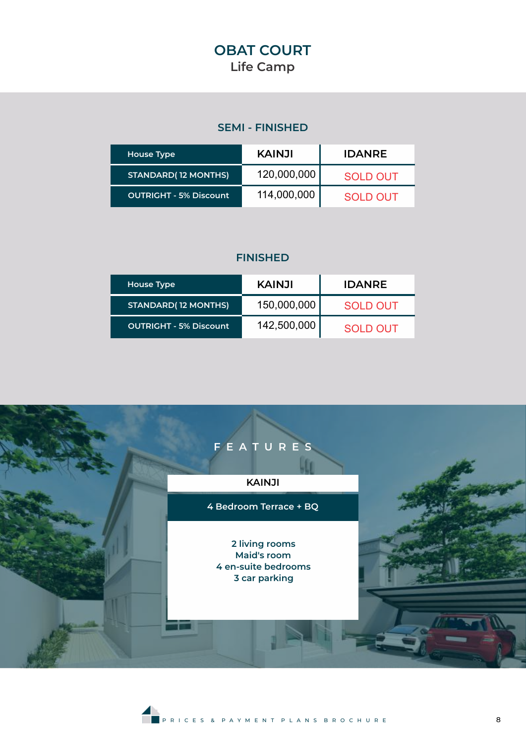# OBAT COURT

## Life Camp

### SEMI - FINISHED

| House Type | KAINJI | IDANRE |
|---|---|---|
| STANDARD( 12 MONTHS) | 120,000,000 | SOLD OUT |
| OUTRIGHT - 5% Discount | 114,000,000 | SOLD OUT |

### FINISHED

| House Type | KAINJI | IDANRE |
|---|---|---|
| STANDARD( 12 MONTHS) | 150,000,000 | SOLD OUT |
| OUTRIGHT - 5% Discount | 142,500,000 | SOLD OUT |

### FEATURES

| KAINJI |
|---|
| 4 Bedroom Terrace + BQ |
| 2 living rooms<br>Maid's room<br>4 en-suite bedrooms<br>3 car parking |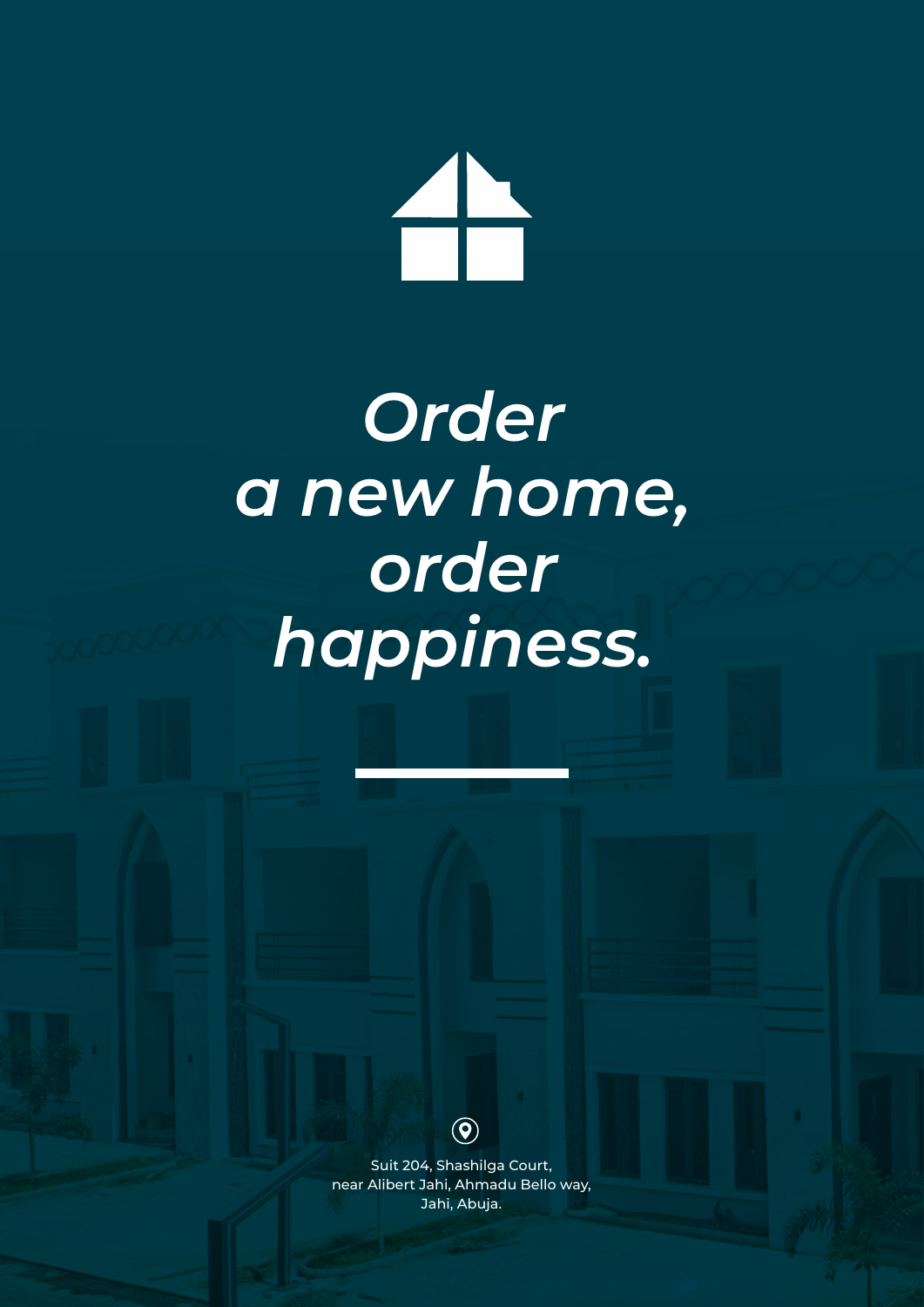*Order*
*a new home,*
*order*
*happiness.*

Suit 204, Shashilga Court,
near Alibert Jahi, Ahmadu Bello way,
Jahi, Abuja.